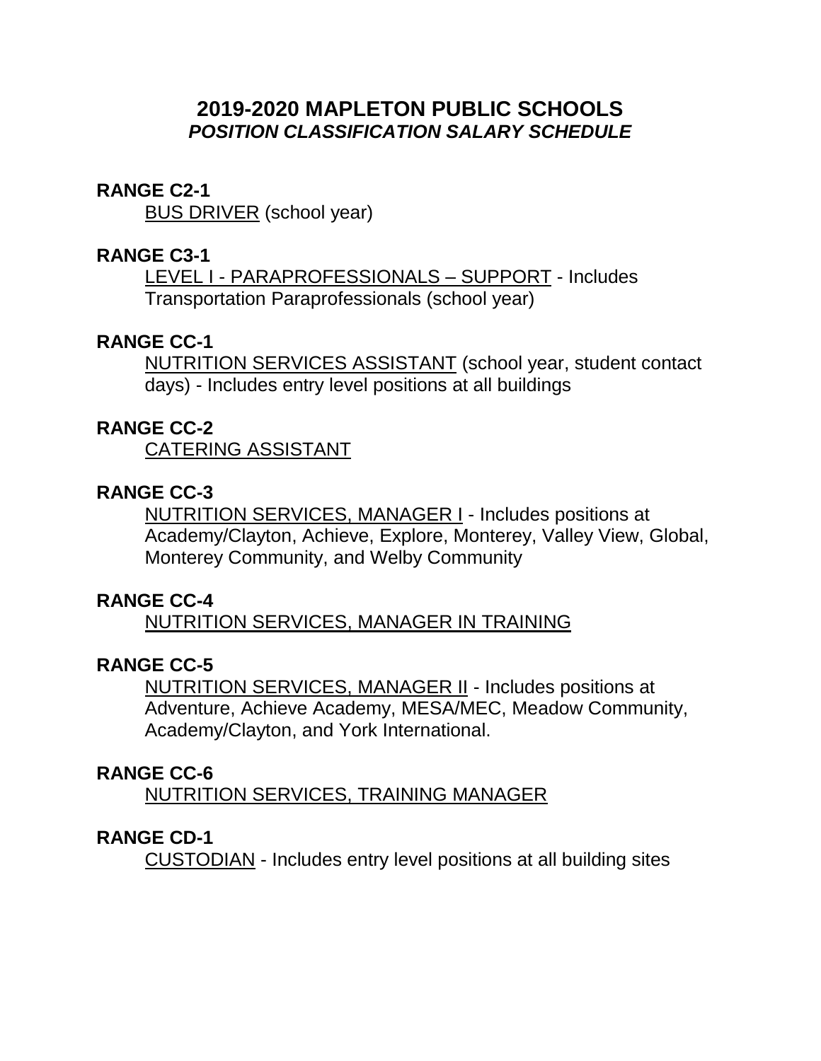# 2019-2020 MAPLETON PUBLIC SCHOOLS

## *POSITION CLASSIFICATION SALARY SCHEDULE*

**RANGE C2-1**

<u>BUS DRIVER</u> (school year)

**RANGE C3-1**

<u>LEVEL I - PARAPROFESSIONALS – SUPPORT</u> - Includes Transportation Paraprofessionals (school year)

**RANGE CC-1**

<u>NUTRITION SERVICES ASSISTANT</u> (school year, student contact days) - Includes entry level positions at all buildings

**RANGE CC-2**

<u>CATERING ASSISTANT</u>

**RANGE CC-3**

<u>NUTRITION SERVICES, MANAGER I</u> - Includes positions at Academy/Clayton, Achieve, Explore, Monterey, Valley View, Global, Monterey Community, and Welby Community

**RANGE CC-4**

<u>NUTRITION SERVICES, MANAGER IN TRAINING</u>

**RANGE CC-5**

<u>NUTRITION SERVICES, MANAGER II</u> - Includes positions at Adventure, Achieve Academy, MESA/MEC, Meadow Community, Academy/Clayton, and York International.

**RANGE CC-6**

<u>NUTRITION SERVICES, TRAINING MANAGER</u>

**RANGE CD-1**

<u>CUSTODIAN</u> - Includes entry level positions at all building sites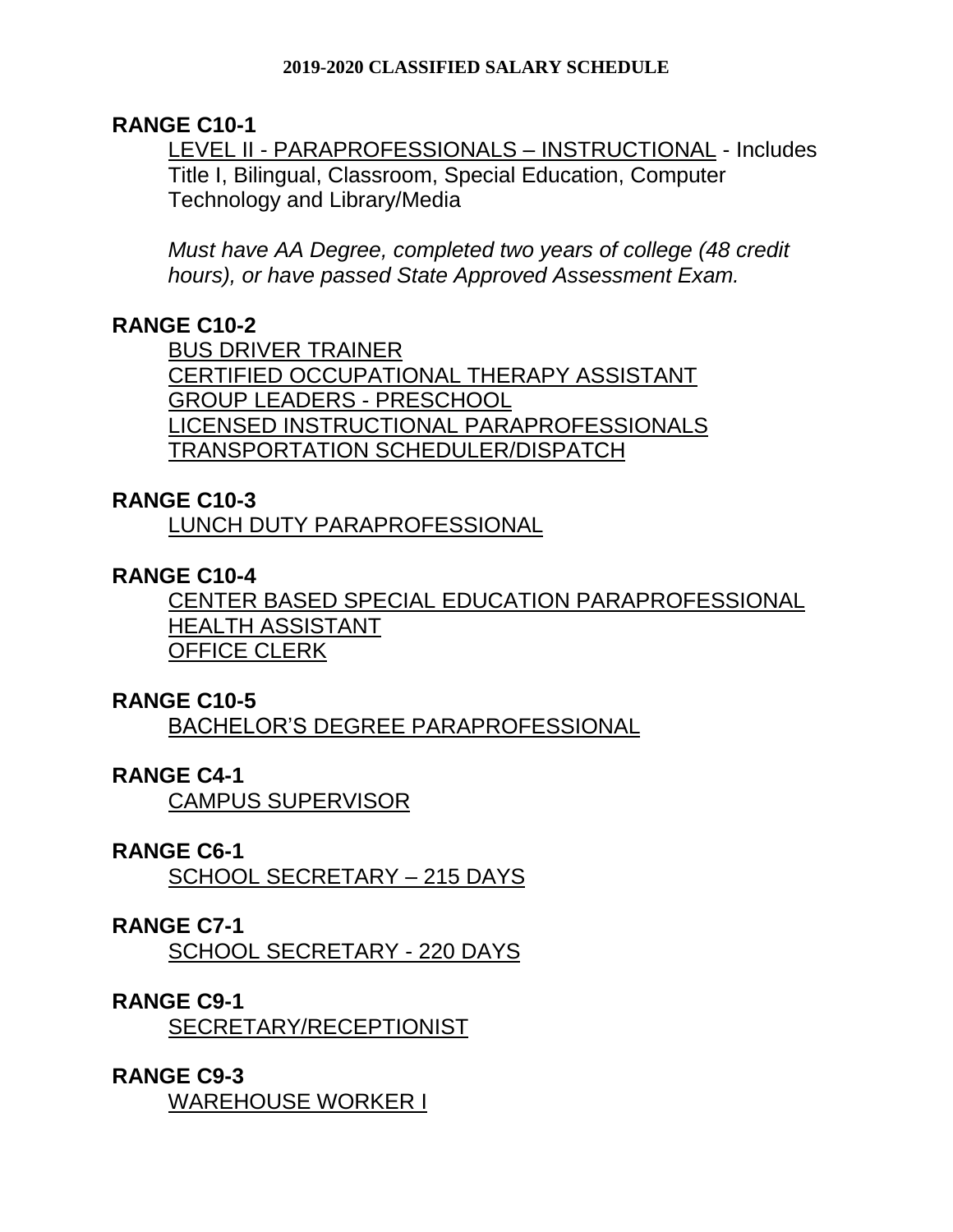**2019-2020 CLASSIFIED SALARY SCHEDULE**

## RANGE C10-1

LEVEL II - PARAPROFESSIONALS – INSTRUCTIONAL - Includes Title I, Bilingual, Classroom, Special Education, Computer Technology and Library/Media

*Must have AA Degree, completed two years of college (48 credit hours), or have passed State Approved Assessment Exam.*

## RANGE C10-2

BUS DRIVER TRAINER
CERTIFIED OCCUPATIONAL THERAPY ASSISTANT
GROUP LEADERS - PRESCHOOL
LICENSED INSTRUCTIONAL PARAPROFESSIONALS
TRANSPORTATION SCHEDULER/DISPATCH

## RANGE C10-3

LUNCH DUTY PARAPROFESSIONAL

## RANGE C10-4

CENTER BASED SPECIAL EDUCATION PARAPROFESSIONAL
HEALTH ASSISTANT
OFFICE CLERK

## RANGE C10-5

BACHELOR'S DEGREE PARAPROFESSIONAL

## RANGE C4-1

CAMPUS SUPERVISOR

## RANGE C6-1

SCHOOL SECRETARY – 215 DAYS

## RANGE C7-1

SCHOOL SECRETARY - 220 DAYS

## RANGE C9-1

SECRETARY/RECEPTIONIST

## RANGE C9-3

WAREHOUSE WORKER I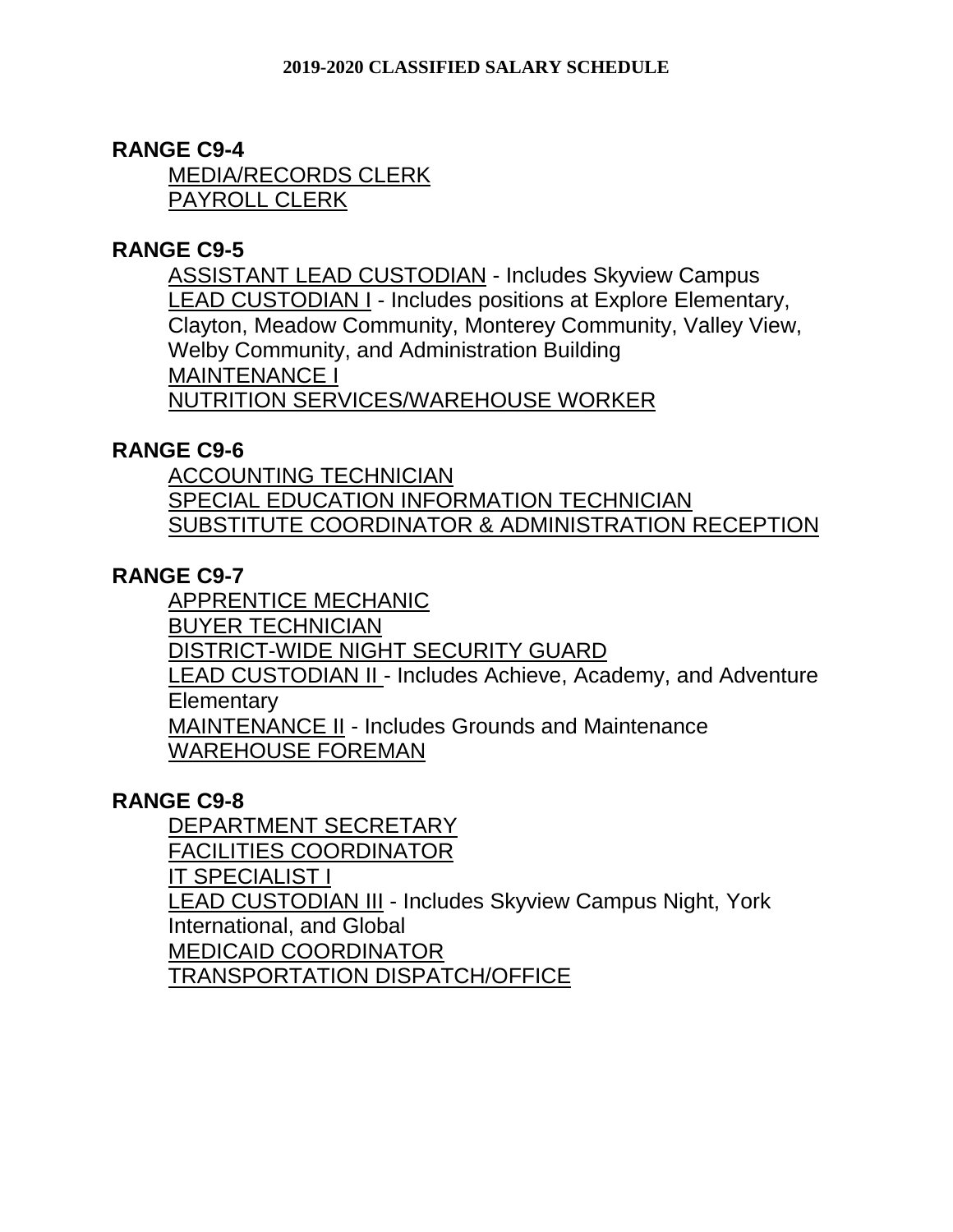**2019-2020 CLASSIFIED SALARY SCHEDULE**

## RANGE C9-4

<u>MEDIA/RECORDS CLERK</u>
<u>PAYROLL CLERK</u>

## RANGE C9-5

<u>ASSISTANT LEAD CUSTODIAN</u> - Includes Skyview Campus
<u>LEAD CUSTODIAN I</u> - Includes positions at Explore Elementary, Clayton, Meadow Community, Monterey Community, Valley View, Welby Community, and Administration Building
<u>MAINTENANCE I</u>
<u>NUTRITION SERVICES/WAREHOUSE WORKER</u>

## RANGE C9-6

<u>ACCOUNTING TECHNICIAN</u>
<u>SPECIAL EDUCATION INFORMATION TECHNICIAN</u>
<u>SUBSTITUTE COORDINATOR & ADMINISTRATION RECEPTION</u>

## RANGE C9-7

<u>APPRENTICE MECHANIC</u>
<u>BUYER TECHNICIAN</u>
<u>DISTRICT-WIDE NIGHT SECURITY GUARD</u>
<u>LEAD CUSTODIAN II</u> - Includes Achieve, Academy, and Adventure Elementary
<u>MAINTENANCE II</u> - Includes Grounds and Maintenance
<u>WAREHOUSE FOREMAN</u>

## RANGE C9-8

<u>DEPARTMENT SECRETARY</u>
<u>FACILITIES COORDINATOR</u>
<u>IT SPECIALIST I</u>
<u>LEAD CUSTODIAN III</u> - Includes Skyview Campus Night, York International, and Global
<u>MEDICAID COORDINATOR</u>
<u>TRANSPORTATION DISPATCH/OFFICE</u>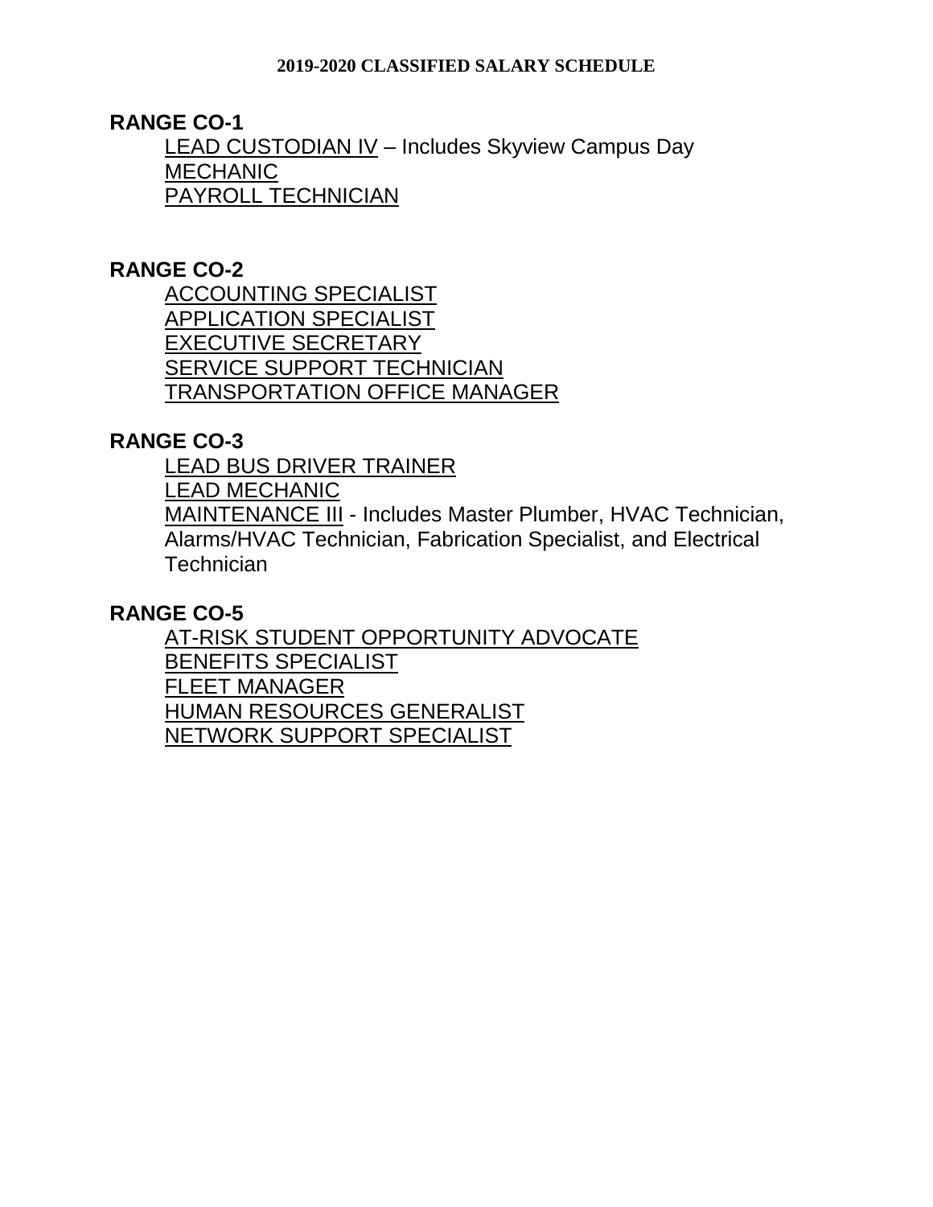# 2019-2020 CLASSIFIED SALARY SCHEDULE

## RANGE CO-1

- LEAD CUSTODIAN IV – Includes Skyview Campus Day
- MECHANIC
- PAYROLL TECHNICIAN

## RANGE CO-2

- ACCOUNTING SPECIALIST
- APPLICATION SPECIALIST
- EXECUTIVE SECRETARY
- SERVICE SUPPORT TECHNICIAN
- TRANSPORTATION OFFICE MANAGER

## RANGE CO-3

- LEAD BUS DRIVER TRAINER
- LEAD MECHANIC
- MAINTENANCE III - Includes Master Plumber, HVAC Technician, Alarms/HVAC Technician, Fabrication Specialist, and Electrical Technician

## RANGE CO-5

- AT-RISK STUDENT OPPORTUNITY ADVOCATE
- BENEFITS SPECIALIST
- FLEET MANAGER
- HUMAN RESOURCES GENERALIST
- NETWORK SUPPORT SPECIALIST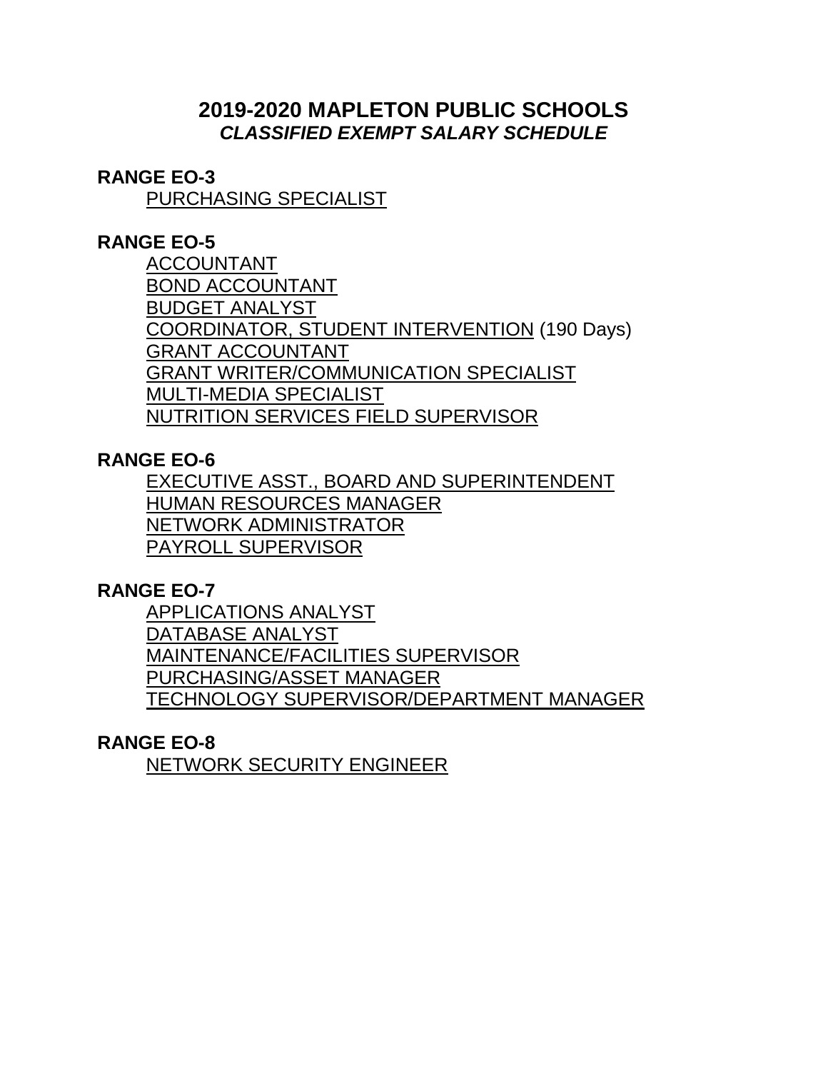# 2019-2020 MAPLETON PUBLIC SCHOOLS
## *CLASSIFIED EXEMPT SALARY SCHEDULE*

**RANGE EO-3**

- PURCHASING SPECIALIST

**RANGE EO-5**

- ACCOUNTANT
- BOND ACCOUNTANT
- BUDGET ANALYST
- COORDINATOR, STUDENT INTERVENTION (190 Days)
- GRANT ACCOUNTANT
- GRANT WRITER/COMMUNICATION SPECIALIST
- MULTI-MEDIA SPECIALIST
- NUTRITION SERVICES FIELD SUPERVISOR

**RANGE EO-6**

- EXECUTIVE ASST., BOARD AND SUPERINTENDENT
- HUMAN RESOURCES MANAGER
- NETWORK ADMINISTRATOR
- PAYROLL SUPERVISOR

**RANGE EO-7**

- APPLICATIONS ANALYST
- DATABASE ANALYST
- MAINTENANCE/FACILITIES SUPERVISOR
- PURCHASING/ASSET MANAGER
- TECHNOLOGY SUPERVISOR/DEPARTMENT MANAGER

**RANGE EO-8**

- NETWORK SECURITY ENGINEER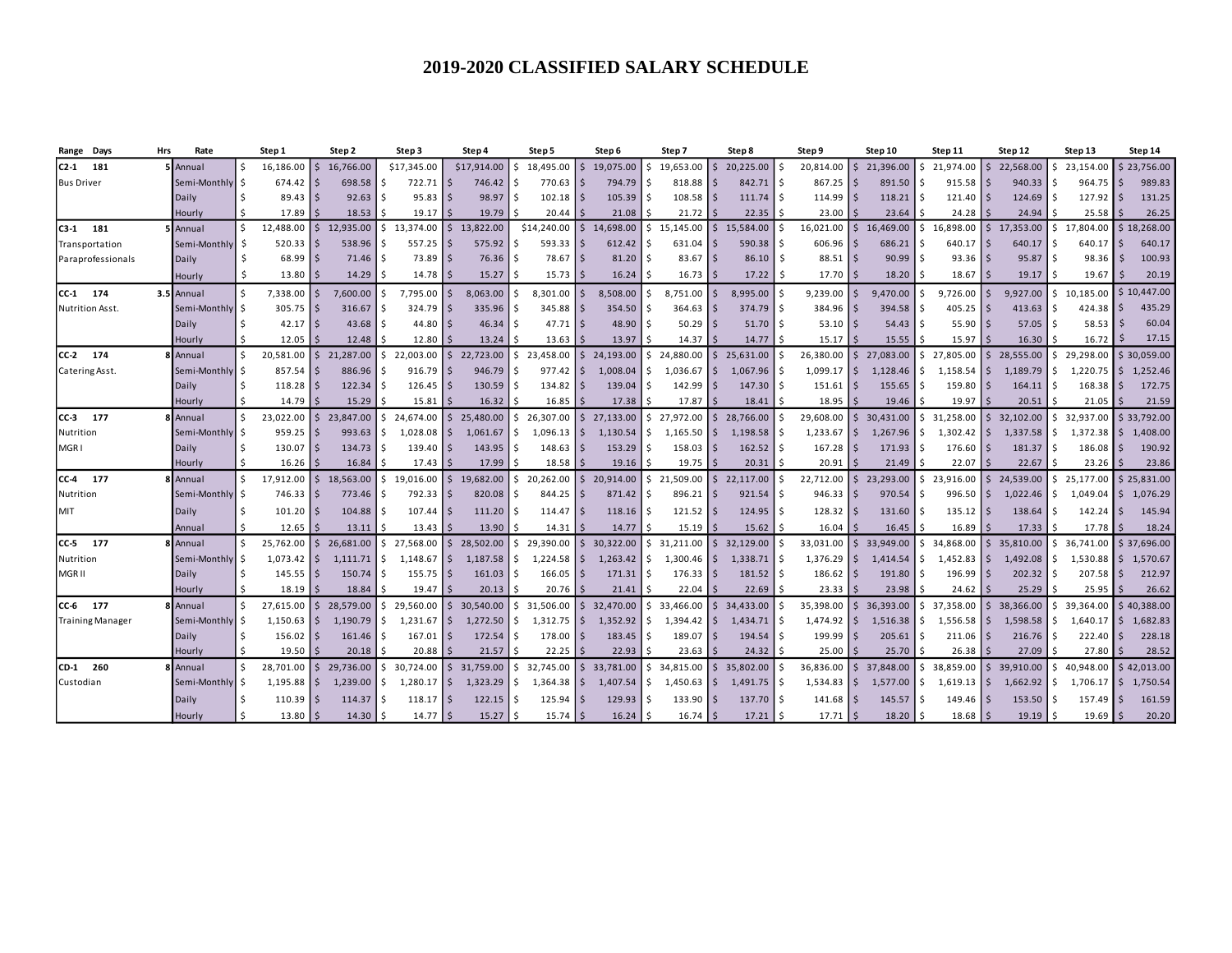# 2019-2020 CLASSIFIED SALARY SCHEDULE

| Range Days | Hrs | Rate | Step 1 | Step 2 | Step 3 | Step 4 | Step 5 | Step 6 | Step 7 | Step 8 | Step 9 | Step 10 | Step 11 | Step 12 | Step 13 | Step 14 |
|---|---|---|---|---|---|---|---|---|---|---|---|---|---|---|---|---|
| C2-1 181 | 5 | Annual | $ 16,186.00 | $ 16,766.00 | $17,345.00 | $17,914.00 | $ 18,495.00 | $ 19,075.00 | $ 19,653.00 | $ 20,225.00 | $ 20,814.00 | $ 21,396.00 | $ 21,974.00 | $ 22,568.00 | $ 23,154.00 | $ 23,756.00 |
| Bus Driver | | Semi-Monthly | $ 674.42 | $ 698.58 | $ 722.71 | $ 746.42 | $ 770.63 | $ 794.79 | $ 818.88 | $ 842.71 | $ 867.25 | $ 891.50 | $ 915.58 | $ 940.33 | $ 964.75 | $ 989.83 |
| | | Daily | $ 89.43 | $ 92.63 | $ 95.83 | $ 98.97 | $ 102.18 | $ 105.39 | $ 108.58 | $ 111.74 | $ 114.99 | $ 118.21 | $ 121.40 | $ 124.69 | $ 127.92 | $ 131.25 |
| | | Hourly | $ 17.89 | $ 18.53 | $ 19.17 | $ 19.79 | $ 20.44 | $ 21.08 | $ 21.72 | $ 22.35 | $ 23.00 | $ 23.64 | $ 24.28 | $ 24.94 | $ 25.58 | $ 26.25 |
| C3-1 181 | 5 | Annual | $ 12,488.00 | $ 12,935.00 | $ 13,374.00 | $ 13,822.00 | $14,240.00 | $ 14,698.00 | $ 15,145.00 | $ 15,584.00 | $ 16,021.00 | $ 16,469.00 | $ 16,898.00 | $ 17,353.00 | $ 17,804.00 | $ 18,268.00 |
| Transportation | | Semi-Monthly | $ 520.33 | $ 538.96 | $ 557.25 | $ 575.92 | $ 593.33 | $ 612.42 | $ 631.04 | $ 590.38 | $ 606.96 | $ 686.21 | $ 640.17 | $ 640.17 | $ 640.17 | $ 640.17 |
| Paraprofessionals | | Daily | $ 68.99 | $ 71.46 | $ 73.89 | $ 76.36 | $ 78.67 | $ 81.20 | $ 83.67 | $ 86.10 | $ 88.51 | $ 90.99 | $ 93.36 | $ 95.87 | $ 98.36 | $ 100.93 |
| | | Hourly | $ 13.80 | $ 14.29 | $ 14.78 | $ 15.27 | $ 15.73 | $ 16.24 | $ 16.73 | $ 17.22 | $ 17.70 | $ 18.20 | $ 18.67 | $ 19.17 | $ 19.67 | $ 20.19 |
| CC-1 174 | 3.5 | Annual | $ 7,338.00 | $ 7,600.00 | $ 7,795.00 | $ 8,063.00 | $ 8,301.00 | $ 8,508.00 | $ 8,751.00 | $ 8,995.00 | $ 9,239.00 | $ 9,470.00 | $ 9,726.00 | $ 9,927.00 | $ 10,185.00 | $ 10,447.00 |
| Nutrition Asst. | | Semi-Monthly | $ 305.75 | $ 316.67 | $ 324.79 | $ 335.96 | $ 345.88 | $ 354.50 | $ 364.63 | $ 374.79 | $ 384.96 | $ 394.58 | $ 405.25 | $ 413.63 | $ 424.38 | $ 435.29 |
| | | Daily | $ 42.17 | $ 43.68 | $ 44.80 | $ 46.34 | $ 47.71 | $ 48.90 | $ 50.29 | $ 51.70 | $ 53.10 | $ 54.43 | $ 55.90 | $ 57.05 | $ 58.53 | $ 60.04 |
| | | Hourly | $ 12.05 | $ 12.48 | $ 12.80 | $ 13.24 | $ 13.63 | $ 13.97 | $ 14.37 | $ 14.77 | $ 15.17 | $ 15.55 | $ 15.97 | $ 16.30 | $ 16.72 | $ 17.15 |
| CC-2 174 | 8 | Annual | $ 20,581.00 | $ 21,287.00 | $ 22,003.00 | $ 22,723.00 | $ 23,458.00 | $ 24,193.00 | $ 24,880.00 | $ 25,631.00 | $ 26,380.00 | $ 27,083.00 | $ 27,805.00 | $ 28,555.00 | $ 29,298.00 | $ 30,059.00 |
| Catering Asst. | | Semi-Monthly | $ 857.54 | $ 886.96 | $ 916.79 | $ 946.79 | $ 977.42 | $ 1,008.04 | $ 1,036.67 | $ 1,067.96 | $ 1,099.17 | $ 1,128.46 | $ 1,158.54 | $ 1,189.79 | $ 1,220.75 | $ 1,252.46 |
| | | Daily | $ 118.28 | $ 122.34 | $ 126.45 | $ 130.59 | $ 134.82 | $ 139.04 | $ 142.99 | $ 147.30 | $ 151.61 | $ 155.65 | $ 159.80 | $ 164.11 | $ 168.38 | $ 172.75 |
| | | Hourly | $ 14.79 | $ 15.29 | $ 15.81 | $ 16.32 | $ 16.85 | $ 17.38 | $ 17.87 | $ 18.41 | $ 18.95 | $ 19.46 | $ 19.97 | $ 20.51 | $ 21.05 | $ 21.59 |
| CC-3 177 | 8 | Annual | $ 23,022.00 | $ 23,847.00 | $ 24,674.00 | $ 25,480.00 | $ 26,307.00 | $ 27,133.00 | $ 27,972.00 | $ 28,766.00 | $ 29,608.00 | $ 30,431.00 | $ 31,258.00 | $ 32,102.00 | $ 32,937.00 | $ 33,792.00 |
| Nutrition | | Semi-Monthly | $ 959.25 | $ 993.63 | $ 1,028.08 | $ 1,061.67 | $ 1,096.13 | $ 1,130.54 | $ 1,165.50 | $ 1,198.58 | $ 1,233.67 | $ 1,267.96 | $ 1,302.42 | $ 1,337.58 | $ 1,372.38 | $ 1,408.00 |
| MGR I | | Daily | $ 130.07 | $ 134.73 | $ 139.40 | $ 143.95 | $ 148.63 | $ 153.29 | $ 158.03 | $ 162.52 | $ 167.28 | $ 171.93 | $ 176.60 | $ 181.37 | $ 186.08 | $ 190.92 |
| | | Hourly | $ 16.26 | $ 16.84 | $ 17.43 | $ 17.99 | $ 18.58 | $ 19.16 | $ 19.75 | $ 20.31 | $ 20.91 | $ 21.49 | $ 22.07 | $ 22.67 | $ 23.26 | $ 23.86 |
| CC-4 177 | 8 | Annual | $ 17,912.00 | $ 18,563.00 | $ 19,016.00 | $ 19,682.00 | $ 20,262.00 | $ 20,914.00 | $ 21,509.00 | $ 22,117.00 | $ 22,712.00 | $ 23,293.00 | $ 23,916.00 | $ 24,539.00 | $ 25,177.00 | $ 25,831.00 |
| Nutrition | | Semi-Monthly | $ 746.33 | $ 773.46 | $ 792.33 | $ 820.08 | $ 844.25 | $ 871.42 | $ 896.21 | $ 921.54 | $ 946.33 | $ 970.54 | $ 996.50 | $ 1,022.46 | $ 1,049.04 | $ 1,076.29 |
| MIT | | Daily | $ 101.20 | $ 104.88 | $ 107.44 | $ 111.20 | $ 114.47 | $ 118.16 | $ 121.52 | $ 124.95 | $ 128.32 | $ 131.60 | $ 135.12 | $ 138.64 | $ 142.24 | $ 145.94 |
| | | Annual | $ 12.65 | $ 13.11 | $ 13.43 | $ 13.90 | $ 14.31 | $ 14.77 | $ 15.19 | $ 15.62 | $ 16.04 | $ 16.45 | $ 16.89 | $ 17.33 | $ 17.78 | $ 18.24 |
| CC-5 177 | 8 | Annual | $ 25,762.00 | $ 26,681.00 | $ 27,568.00 | $ 28,502.00 | $ 29,390.00 | $ 30,322.00 | $ 31,211.00 | $ 32,129.00 | $ 33,031.00 | $ 33,949.00 | $ 34,868.00 | $ 35,810.00 | $ 36,741.00 | $ 37,696.00 |
| Nutrition | | Semi-Monthly | $ 1,073.42 | $ 1,111.71 | $ 1,148.67 | $ 1,187.58 | $ 1,224.58 | $ 1,263.42 | $ 1,300.46 | $ 1,338.71 | $ 1,376.29 | $ 1,414.54 | $ 1,452.83 | $ 1,492.08 | $ 1,530.88 | $ 1,570.67 |
| MGR II | | Daily | $ 145.55 | $ 150.74 | $ 155.75 | $ 161.03 | $ 166.05 | $ 171.31 | $ 176.33 | $ 181.52 | $ 186.62 | $ 191.80 | $ 196.99 | $ 202.32 | $ 207.58 | $ 212.97 |
| | | Hourly | $ 18.19 | $ 18.84 | $ 19.47 | $ 20.13 | $ 20.76 | $ 21.41 | $ 22.04 | $ 22.69 | $ 23.33 | $ 23.98 | $ 24.62 | $ 25.29 | $ 25.95 | $ 26.62 |
| CC-6 177 | 8 | Annual | $ 27,615.00 | $ 28,579.00 | $ 29,560.00 | $ 30,540.00 | $ 31,506.00 | $ 32,470.00 | $ 33,466.00 | $ 34,433.00 | $ 35,398.00 | $ 36,393.00 | $ 37,358.00 | $ 38,366.00 | $ 39,364.00 | $ 40,388.00 |
| Training Manager | | Semi-Monthly | $ 1,150.63 | $ 1,190.79 | $ 1,231.67 | $ 1,272.50 | $ 1,312.75 | $ 1,352.92 | $ 1,394.42 | $ 1,434.71 | $ 1,474.92 | $ 1,516.38 | $ 1,556.58 | $ 1,598.58 | $ 1,640.17 | $ 1,682.83 |
| | | Daily | $ 156.02 | $ 161.46 | $ 167.01 | $ 172.54 | $ 178.00 | $ 183.45 | $ 189.07 | $ 194.54 | $ 199.99 | $ 205.61 | $ 211.06 | $ 216.76 | $ 222.40 | $ 228.18 |
| | | Hourly | $ 19.50 | $ 20.18 | $ 20.88 | $ 21.57 | $ 22.25 | $ 22.93 | $ 23.63 | $ 24.32 | $ 25.00 | $ 25.70 | $ 26.38 | $ 27.09 | $ 27.80 | $ 28.52 |
| CD-1 260 | 8 | Annual | $ 28,701.00 | $ 29,736.00 | $ 30,724.00 | $ 31,759.00 | $ 32,745.00 | $ 33,781.00 | $ 34,815.00 | $ 35,802.00 | $ 36,836.00 | $ 37,848.00 | $ 38,859.00 | $ 39,910.00 | $ 40,948.00 | $ 42,013.00 |
| Custodian | | Semi-Monthly | $ 1,195.88 | $ 1,239.00 | $ 1,280.17 | $ 1,323.29 | $ 1,364.38 | $ 1,407.54 | $ 1,450.63 | $ 1,491.75 | $ 1,534.83 | $ 1,577.00 | $ 1,619.13 | $ 1,662.92 | $ 1,706.17 | $ 1,750.54 |
| | | Daily | $ 110.39 | $ 114.37 | $ 118.17 | $ 122.15 | $ 125.94 | $ 129.93 | $ 133.90 | $ 137.70 | $ 141.68 | $ 145.57 | $ 149.46 | $ 153.50 | $ 157.49 | $ 161.59 |
| | | Hourly | $ 13.80 | $ 14.30 | $ 14.77 | $ 15.27 | $ 15.74 | $ 16.24 | $ 16.74 | $ 17.21 | $ 17.71 | $ 18.20 | $ 18.68 | $ 19.19 | $ 19.69 | $ 20.20 |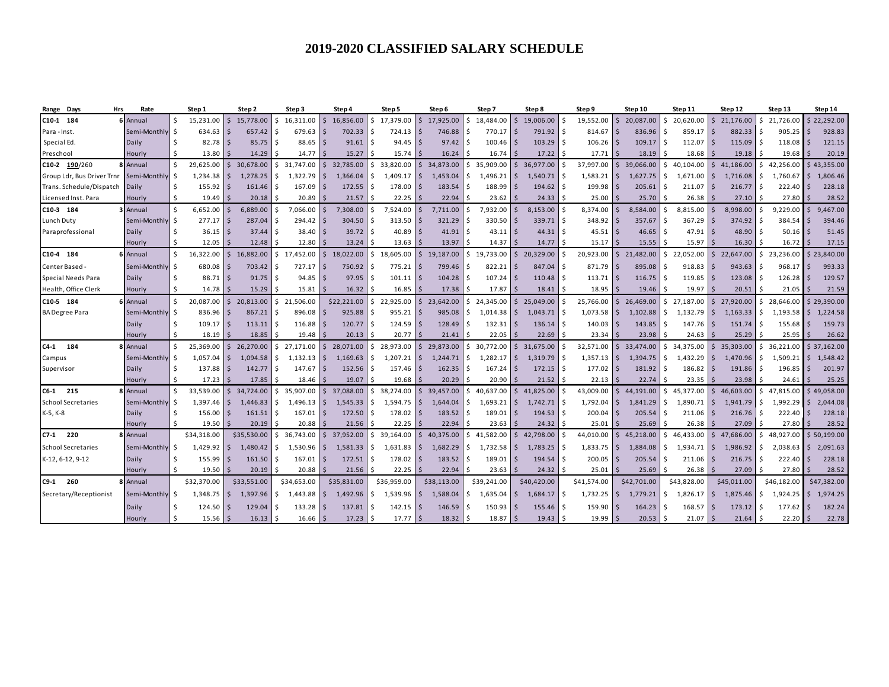# 2019-2020 CLASSIFIED SALARY SCHEDULE

| Range Days | Hrs | Rate | Step 1 | Step 2 | Step 3 | Step 4 | Step 5 | Step 6 | Step 7 | Step 8 | Step 9 | Step 10 | Step 11 | Step 12 | Step 13 | Step 14 |
|---|---|---|---|---|---|---|---|---|---|---|---|---|---|---|---|---|
| **C10-1 184** | 6 | Annual | $ 15,231.00 | $ 15,778.00 | $ 16,311.00 | $ 16,856.00 | $ 17,379.00 | $ 17,925.00 | $ 18,484.00 | $ 19,006.00 | $ 19,552.00 | $ 20,087.00 | $ 20,620.00 | $ 21,176.00 | $ 21,726.00 | $ 22,292.00 |
| Para - Inst. | | Semi-Monthly | $ 634.63 | $ 657.42 | $ 679.63 | $ 702.33 | $ 724.13 | $ 746.88 | $ 770.17 | $ 791.92 | $ 814.67 | $ 836.96 | $ 859.17 | $ 882.33 | $ 905.25 | $ 928.83 |
| Special Ed. | | Daily | $ 82.78 | $ 85.75 | $ 88.65 | $ 91.61 | $ 94.45 | $ 97.42 | $ 100.46 | $ 103.29 | $ 106.26 | $ 109.17 | $ 112.07 | $ 115.09 | $ 118.08 | $ 121.15 |
| Preschool | | Hourly | $ 13.80 | $ 14.29 | $ 14.77 | $ 15.27 | $ 15.74 | $ 16.24 | $ 16.74 | $ 17.22 | $ 17.71 | $ 18.19 | $ 18.68 | $ 19.18 | $ 19.68 | $ 20.19 |
| **C10-2 190/260** | 8 | Annual | $ 29,625.00 | $ 30,678.00 | $ 31,747.00 | $ 32,785.00 | $ 33,820.00 | $ 34,873.00 | $ 35,909.00 | $ 36,977.00 | $ 37,997.00 | $ 39,066.00 | $ 40,104.00 | $ 41,186.00 | $ 42,256.00 | $ 43,355.00 |
| Group Ldr, Bus Driver Trnr | | Semi-Monthly | $ 1,234.38 | $ 1,278.25 | $ 1,322.79 | $ 1,366.04 | $ 1,409.17 | $ 1,453.04 | $ 1,496.21 | $ 1,540.71 | $ 1,583.21 | $ 1,627.75 | $ 1,671.00 | $ 1,716.08 | $ 1,760.67 | $ 1,806.46 |
| Trans. Schedule/Dispatch | | Daily | $ 155.92 | $ 161.46 | $ 167.09 | $ 172.55 | $ 178.00 | $ 183.54 | $ 188.99 | $ 194.62 | $ 199.98 | $ 205.61 | $ 211.07 | $ 216.77 | $ 222.40 | $ 228.18 |
| Licensed Inst. Para | | Hourly | $ 19.49 | $ 20.18 | $ 20.89 | $ 21.57 | $ 22.25 | $ 22.94 | $ 23.62 | $ 24.33 | $ 25.00 | $ 25.70 | $ 26.38 | $ 27.10 | $ 27.80 | $ 28.52 |
| **C10-3 184** | 3 | Annual | $ 6,652.00 | $ 6,889.00 | $ 7,066.00 | $ 7,308.00 | $ 7,524.00 | $ 7,711.00 | $ 7,932.00 | $ 8,153.00 | $ 8,374.00 | $ 8,584.00 | $ 8,815.00 | $ 8,998.00 | $ 9,229.00 | $ 9,467.00 |
| Lunch Duty | | Semi-Monthly | $ 277.17 | $ 287.04 | $ 294.42 | $ 304.50 | $ 313.50 | $ 321.29 | $ 330.50 | $ 339.71 | $ 348.92 | $ 357.67 | $ 367.29 | $ 374.92 | $ 384.54 | $ 394.46 |
| Paraprofessional | | Daily | $ 36.15 | $ 37.44 | $ 38.40 | $ 39.72 | $ 40.89 | $ 41.91 | $ 43.11 | $ 44.31 | $ 45.51 | $ 46.65 | $ 47.91 | $ 48.90 | $ 50.16 | $ 51.45 |
| | | Hourly | $ 12.05 | $ 12.48 | $ 12.80 | $ 13.24 | $ 13.63 | $ 13.97 | $ 14.37 | $ 14.77 | $ 15.17 | $ 15.55 | $ 15.97 | $ 16.30 | $ 16.72 | $ 17.15 |
| **C10-4 184** | 6 | Annual | $ 16,322.00 | $ 16,882.00 | $ 17,452.00 | $ 18,022.00 | $ 18,605.00 | $ 19,187.00 | $ 19,733.00 | $ 20,329.00 | $ 20,923.00 | $ 21,482.00 | $ 22,052.00 | $ 22,647.00 | $ 23,236.00 | $ 23,840.00 |
| Center Based - | | Semi-Monthly | $ 680.08 | $ 703.42 | $ 727.17 | $ 750.92 | $ 775.21 | $ 799.46 | $ 822.21 | $ 847.04 | $ 871.79 | $ 895.08 | $ 918.83 | $ 943.63 | $ 968.17 | $ 993.33 |
| Special Needs Para | | Daily | $ 88.71 | $ 91.75 | $ 94.85 | $ 97.95 | $ 101.11 | $ 104.28 | $ 107.24 | $ 110.48 | $ 113.71 | $ 116.75 | $ 119.85 | $ 123.08 | $ 126.28 | $ 129.57 |
| Health, Office Clerk | | Hourly | $ 14.78 | $ 15.29 | $ 15.81 | $ 16.32 | $ 16.85 | $ 17.38 | $ 17.87 | $ 18.41 | $ 18.95 | $ 19.46 | $ 19.97 | $ 20.51 | $ 21.05 | $ 21.59 |
| **C10-5 184** | 6 | Annual | $ 20,087.00 | $ 20,813.00 | $ 21,506.00 | $22,221.00 | $ 22,925.00 | $ 23,642.00 | $ 24,345.00 | $ 25,049.00 | $ 25,766.00 | $ 26,469.00 | $ 27,187.00 | $ 27,920.00 | $ 28,646.00 | $ 29,390.00 |
| BA Degree Para | | Semi-Monthly | $ 836.96 | $ 867.21 | $ 896.08 | $ 925.88 | $ 955.21 | $ 985.08 | $ 1,014.38 | $ 1,043.71 | $ 1,073.58 | $ 1,102.88 | $ 1,132.79 | $ 1,163.33 | $ 1,193.58 | $ 1,224.58 |
| | | Daily | $ 109.17 | $ 113.11 | $ 116.88 | $ 120.77 | $ 124.59 | $ 128.49 | $ 132.31 | $ 136.14 | $ 140.03 | $ 143.85 | $ 147.76 | $ 151.74 | $ 155.68 | $ 159.73 |
| | | Hourly | $ 18.19 | $ 18.85 | $ 19.48 | $ 20.13 | $ 20.77 | $ 21.41 | $ 22.05 | $ 22.69 | $ 23.34 | $ 23.98 | $ 24.63 | $ 25.29 | $ 25.95 | $ 26.62 |
| **C4-1 184** | 8 | Annual | $ 25,369.00 | $ 26,270.00 | $ 27,171.00 | $ 28,071.00 | $ 28,973.00 | $ 29,873.00 | $ 30,772.00 | $ 31,675.00 | $ 32,571.00 | $ 33,474.00 | $ 34,375.00 | $ 35,303.00 | $ 36,221.00 | $ 37,162.00 |
| Campus | | Semi-Monthly | $ 1,057.04 | $ 1,094.58 | $ 1,132.13 | $ 1,169.63 | $ 1,207.21 | $ 1,244.71 | $ 1,282.17 | $ 1,319.79 | $ 1,357.13 | $ 1,394.75 | $ 1,432.29 | $ 1,470.96 | $ 1,509.21 | $ 1,548.42 |
| Supervisor | | Daily | $ 137.88 | $ 142.77 | $ 147.67 | $ 152.56 | $ 157.46 | $ 162.35 | $ 167.24 | $ 172.15 | $ 177.02 | $ 181.92 | $ 186.82 | $ 191.86 | $ 196.85 | $ 201.97 |
| | | Hourly | $ 17.23 | $ 17.85 | $ 18.46 | $ 19.07 | $ 19.68 | $ 20.29 | $ 20.90 | $ 21.52 | $ 22.13 | $ 22.74 | $ 23.35 | $ 23.98 | $ 24.61 | $ 25.25 |
| **C6-1 215** | 8 | Annual | $ 33,539.00 | $ 34,724.00 | $ 35,907.00 | $ 37,088.00 | $ 38,274.00 | $ 39,457.00 | $ 40,637.00 | $ 41,825.00 | $ 43,009.00 | $ 44,191.00 | $ 45,377.00 | $ 46,603.00 | $ 47,815.00 | $ 49,058.00 |
| School Secretaries | | Semi-Monthly | $ 1,397.46 | $ 1,446.83 | $ 1,496.13 | $ 1,545.33 | $ 1,594.75 | $ 1,644.04 | $ 1,693.21 | $ 1,742.71 | $ 1,792.04 | $ 1,841.29 | $ 1,890.71 | $ 1,941.79 | $ 1,992.29 | $ 2,044.08 |
| K-5, K-8 | | Daily | $ 156.00 | $ 161.51 | $ 167.01 | $ 172.50 | $ 178.02 | $ 183.52 | $ 189.01 | $ 194.53 | $ 200.04 | $ 205.54 | $ 211.06 | $ 216.76 | $ 222.40 | $ 228.18 |
| | | Hourly | $ 19.50 | $ 20.19 | $ 20.88 | $ 21.56 | $ 22.25 | $ 22.94 | $ 23.63 | $ 24.32 | $ 25.01 | $ 25.69 | $ 26.38 | $ 27.09 | $ 27.80 | $ 28.52 |
| **C7-1 220** | 8 | Annual | $34,318.00 | $35,530.00 | $ 36,743.00 | $ 37,952.00 | $ 39,164.00 | $ 40,375.00 | $ 41,582.00 | $ 42,798.00 | $ 44,010.00 | $ 45,218.00 | $ 46,433.00 | $ 47,686.00 | $ 48,927.00 | $ 50,199.00 |
| School Secretaries | | Semi-Monthly | $ 1,429.92 | $ 1,480.42 | $ 1,530.96 | $ 1,581.33 | $ 1,631.83 | $ 1,682.29 | $ 1,732.58 | $ 1,783.25 | $ 1,833.75 | $ 1,884.08 | $ 1,934.71 | $ 1,986.92 | $ 2,038.63 | $ 2,091.63 |
| K-12, 6-12, 9-12 | | Daily | $ 155.99 | $ 161.50 | $ 167.01 | $ 172.51 | $ 178.02 | $ 183.52 | $ 189.01 | $ 194.54 | $ 200.05 | $ 205.54 | $ 211.06 | $ 216.75 | $ 222.40 | $ 228.18 |
| | | Hourly | $ 19.50 | $ 20.19 | $ 20.88 | $ 21.56 | $ 22.25 | $ 22.94 | $ 23.63 | $ 24.32 | $ 25.01 | $ 25.69 | $ 26.38 | $ 27.09 | $ 27.80 | $ 28.52 |
| **C9-1 260** | 8 | Annual | $32,370.00 | $33,551.00 | $34,653.00 | $35,831.00 | $36,959.00 | $38,113.00 | $39,241.00 | $40,420.00 | $41,574.00 | $42,701.00 | $43,828.00 | $45,011.00 | $46,182.00 | $47,382.00 |
| Secretary/Receptionist | | Semi-Monthly | $ 1,348.75 | $ 1,397.96 | $ 1,443.88 | $ 1,492.96 | $ 1,539.96 | $ 1,588.04 | $ 1,635.04 | $ 1,684.17 | $ 1,732.25 | $ 1,779.21 | $ 1,826.17 | $ 1,875.46 | $ 1,924.25 | $ 1,974.25 |
| | | Daily | $ 124.50 | $ 129.04 | $ 133.28 | $ 137.81 | $ 142.15 | $ 146.59 | $ 150.93 | $ 155.46 | $ 159.90 | $ 164.23 | $ 168.57 | $ 173.12 | $ 177.62 | $ 182.24 |
| | | Hourly | $ 15.56 | $ 16.13 | $ 16.66 | $ 17.23 | $ 17.77 | $ 18.32 | $ 18.87 | $ 19.43 | $ 19.99 | $ 20.53 | $ 21.07 | $ 21.64 | $ 22.20 | $ 22.78 |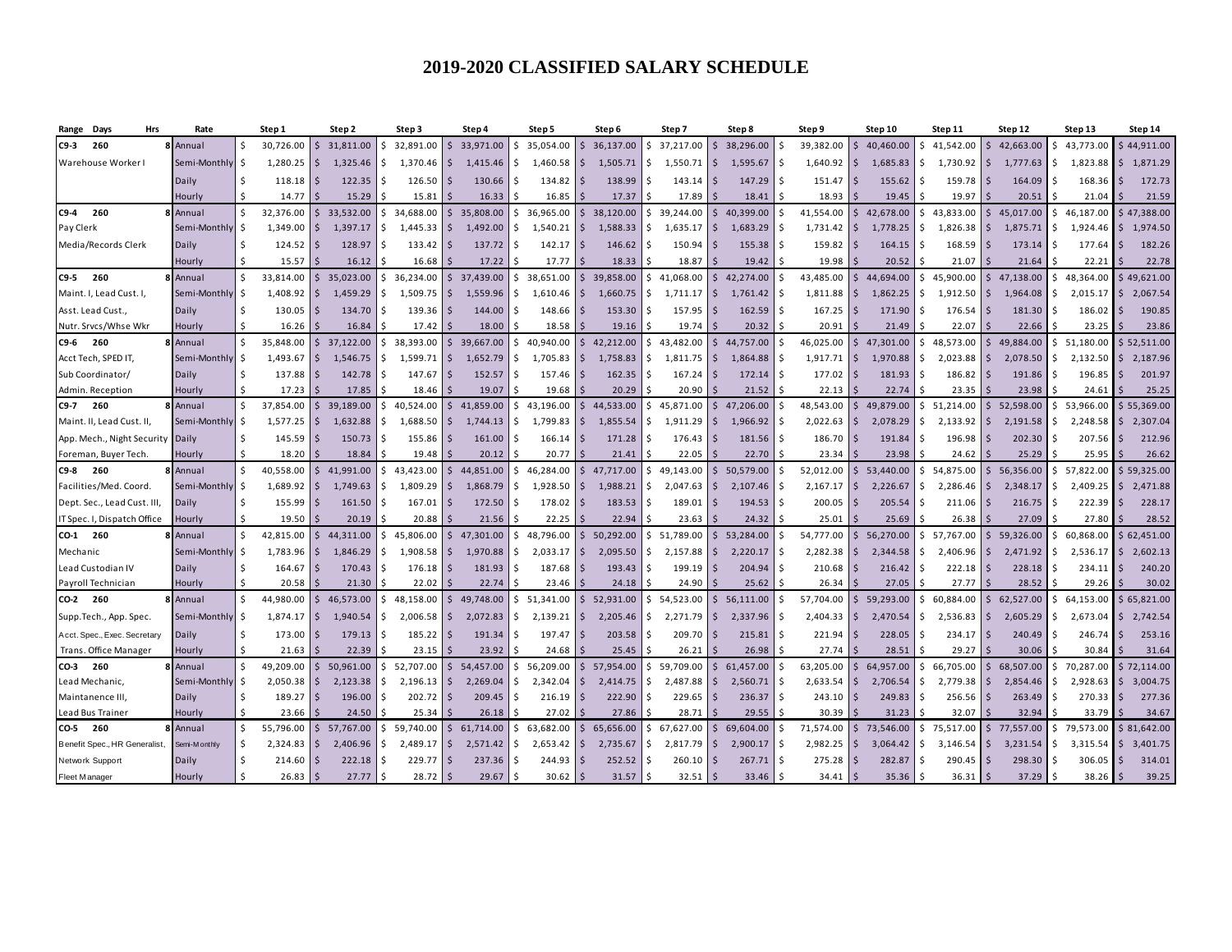# 2019-2020 CLASSIFIED SALARY SCHEDULE

| Range Days Hrs | Rate | Step 1 | Step 2 | Step 3 | Step 4 | Step 5 | Step 6 | Step 7 | Step 8 | Step 9 | Step 10 | Step 11 | Step 12 | Step 13 | Step 14 |
|---|---|---|---|---|---|---|---|---|---|---|---|---|---|---|---|
| C9-3 260 8 | Annual | $ 30,726.00 | $ 31,811.00 | $ 32,891.00 | $ 33,971.00 | $ 35,054.00 | $ 36,137.00 | $ 37,217.00 | $ 38,296.00 | $ 39,382.00 | $ 40,460.00 | $ 41,542.00 | $ 42,663.00 | $ 43,773.00 | $ 44,911.00 |
| Warehouse Worker I | Semi-Monthly | $ 1,280.25 | $ 1,325.46 | $ 1,370.46 | $ 1,415.46 | $ 1,460.58 | $ 1,505.71 | $ 1,550.71 | $ 1,595.67 | $ 1,640.92 | $ 1,685.83 | $ 1,730.92 | $ 1,777.63 | $ 1,823.88 | $ 1,871.29 |
| | Daily | $ 118.18 | $ 122.35 | $ 126.50 | $ 130.66 | $ 134.82 | $ 138.99 | $ 143.14 | $ 147.29 | $ 151.47 | $ 155.62 | $ 159.78 | $ 164.09 | $ 168.36 | $ 172.73 |
| | Hourly | $ 14.77 | $ 15.29 | $ 15.81 | $ 16.33 | $ 16.85 | $ 17.37 | $ 17.89 | $ 18.41 | $ 18.93 | $ 19.45 | $ 19.97 | $ 20.51 | $ 21.04 | $ 21.59 |
| C9-4 260 8 | Annual | $ 32,376.00 | $ 33,532.00 | $ 34,688.00 | $ 35,808.00 | $ 36,965.00 | $ 38,120.00 | $ 39,244.00 | $ 40,399.00 | $ 41,554.00 | $ 42,678.00 | $ 43,833.00 | $ 45,017.00 | $ 46,187.00 | $ 47,388.00 |
| Pay Clerk | Semi-Monthly | $ 1,349.00 | $ 1,397.17 | $ 1,445.33 | $ 1,492.00 | $ 1,540.21 | $ 1,588.33 | $ 1,635.17 | $ 1,683.29 | $ 1,731.42 | $ 1,778.25 | $ 1,826.38 | $ 1,875.71 | $ 1,924.46 | $ 1,974.50 |
| Media/Records Clerk | Daily | $ 124.52 | $ 128.97 | $ 133.42 | $ 137.72 | $ 142.17 | $ 146.62 | $ 150.94 | $ 155.38 | $ 159.82 | $ 164.15 | $ 168.59 | $ 173.14 | $ 177.64 | $ 182.26 |
| | Hourly | $ 15.57 | $ 16.12 | $ 16.68 | $ 17.22 | $ 17.77 | $ 18.33 | $ 18.87 | $ 19.42 | $ 19.98 | $ 20.52 | $ 21.07 | $ 21.64 | $ 22.21 | $ 22.78 |
| C9-5 260 8 | Annual | $ 33,814.00 | $ 35,023.00 | $ 36,234.00 | $ 37,439.00 | $ 38,651.00 | $ 39,858.00 | $ 41,068.00 | $ 42,274.00 | $ 43,485.00 | $ 44,694.00 | $ 45,900.00 | $ 47,138.00 | $ 48,364.00 | $ 49,621.00 |
| Maint. I, Lead Cust. I, | Semi-Monthly | $ 1,408.92 | $ 1,459.29 | $ 1,509.75 | $ 1,559.96 | $ 1,610.46 | $ 1,660.75 | $ 1,711.17 | $ 1,761.42 | $ 1,811.88 | $ 1,862.25 | $ 1,912.50 | $ 1,964.08 | $ 2,015.17 | $ 2,067.54 |
| Asst. Lead Cust., | Daily | $ 130.05 | $ 134.70 | $ 139.36 | $ 144.00 | $ 148.66 | $ 153.30 | $ 157.95 | $ 162.59 | $ 167.25 | $ 171.90 | $ 176.54 | $ 181.30 | $ 186.02 | $ 190.85 |
| Nutr. Srvcs/Whse Wkr | Hourly | $ 16.26 | $ 16.84 | $ 17.42 | $ 18.00 | $ 18.58 | $ 19.16 | $ 19.74 | $ 20.32 | $ 20.91 | $ 21.49 | $ 22.07 | $ 22.66 | $ 23.25 | $ 23.86 |
| C9-6 260 8 | Annual | $ 35,848.00 | $ 37,122.00 | $ 38,393.00 | $ 39,667.00 | $ 40,940.00 | $ 42,212.00 | $ 43,482.00 | $ 44,757.00 | $ 46,025.00 | $ 47,301.00 | $ 48,573.00 | $ 49,884.00 | $ 51,180.00 | $ 52,511.00 |
| Acct Tech, SPED IT, | Semi-Monthly | $ 1,493.67 | $ 1,546.75 | $ 1,599.71 | $ 1,652.79 | $ 1,705.83 | $ 1,758.83 | $ 1,811.75 | $ 1,864.88 | $ 1,917.71 | $ 1,970.88 | $ 2,023.88 | $ 2,078.50 | $ 2,132.50 | $ 2,187.96 |
| Sub Coordinator/ | Daily | $ 137.88 | $ 142.78 | $ 147.67 | $ 152.57 | $ 157.46 | $ 162.35 | $ 167.24 | $ 172.14 | $ 177.02 | $ 181.93 | $ 186.82 | $ 191.86 | $ 196.85 | $ 201.97 |
| Admin. Reception | Hourly | $ 17.23 | $ 17.85 | $ 18.46 | $ 19.07 | $ 19.68 | $ 20.29 | $ 20.90 | $ 21.52 | $ 22.13 | $ 22.74 | $ 23.35 | $ 23.98 | $ 24.61 | $ 25.25 |
| C9-7 260 8 | Annual | $ 37,854.00 | $ 39,189.00 | $ 40,524.00 | $ 41,859.00 | $ 43,196.00 | $ 44,533.00 | $ 45,871.00 | $ 47,206.00 | $ 48,543.00 | $ 49,879.00 | $ 51,214.00 | $ 52,598.00 | $ 53,966.00 | $ 55,369.00 |
| Maint. II, Lead Cust. II, | Semi-Monthly | $ 1,577.25 | $ 1,632.88 | $ 1,688.50 | $ 1,744.13 | $ 1,799.83 | $ 1,855.54 | $ 1,911.29 | $ 1,966.92 | $ 2,022.63 | $ 2,078.29 | $ 2,133.92 | $ 2,191.58 | $ 2,248.58 | $ 2,307.04 |
| App. Mech., Night Security | Daily | $ 145.59 | $ 150.73 | $ 155.86 | $ 161.00 | $ 166.14 | $ 171.28 | $ 176.43 | $ 181.56 | $ 186.70 | $ 191.84 | $ 196.98 | $ 202.30 | $ 207.56 | $ 212.96 |
| Foreman, Buyer Tech. | Hourly | $ 18.20 | $ 18.84 | $ 19.48 | $ 20.12 | $ 20.77 | $ 21.41 | $ 22.05 | $ 22.70 | $ 23.34 | $ 23.98 | $ 24.62 | $ 25.29 | $ 25.95 | $ 26.62 |
| C9-8 260 8 | Annual | $ 40,558.00 | $ 41,991.00 | $ 43,423.00 | $ 44,851.00 | $ 46,284.00 | $ 47,717.00 | $ 49,143.00 | $ 50,579.00 | $ 52,012.00 | $ 53,440.00 | $ 54,875.00 | $ 56,356.00 | $ 57,822.00 | $ 59,325.00 |
| Facilities/Med. Coord. | Semi-Monthly | $ 1,689.92 | $ 1,749.63 | $ 1,809.29 | $ 1,868.79 | $ 1,928.50 | $ 1,988.21 | $ 2,047.63 | $ 2,107.46 | $ 2,167.17 | $ 2,226.67 | $ 2,286.46 | $ 2,348.17 | $ 2,409.25 | $ 2,471.88 |
| Dept. Sec., Lead Cust. III, | Daily | $ 155.99 | $ 161.50 | $ 167.01 | $ 172.50 | $ 178.02 | $ 183.53 | $ 189.01 | $ 194.53 | $ 200.05 | $ 205.54 | $ 211.06 | $ 216.75 | $ 222.39 | $ 228.17 |
| IT Spec. I, Dispatch Office | Hourly | $ 19.50 | $ 20.19 | $ 20.88 | $ 21.56 | $ 22.25 | $ 22.94 | $ 23.63 | $ 24.32 | $ 25.01 | $ 25.69 | $ 26.38 | $ 27.09 | $ 27.80 | $ 28.52 |
| CO-1 260 8 | Annual | $ 42,815.00 | $ 44,311.00 | $ 45,806.00 | $ 47,301.00 | $ 48,796.00 | $ 50,292.00 | $ 51,789.00 | $ 53,284.00 | $ 54,777.00 | $ 56,270.00 | $ 57,767.00 | $ 59,326.00 | $ 60,868.00 | $ 62,451.00 |
| Mechanic | Semi-Monthly | $ 1,783.96 | $ 1,846.29 | $ 1,908.58 | $ 1,970.88 | $ 2,033.17 | $ 2,095.50 | $ 2,157.88 | $ 2,220.17 | $ 2,282.38 | $ 2,344.58 | $ 2,406.96 | $ 2,471.92 | $ 2,536.17 | $ 2,602.13 |
| Lead Custodian IV | Daily | $ 164.67 | $ 170.43 | $ 176.18 | $ 181.93 | $ 187.68 | $ 193.43 | $ 199.19 | $ 204.94 | $ 210.68 | $ 216.42 | $ 222.18 | $ 228.18 | $ 234.11 | $ 240.20 |
| Payroll Technician | Hourly | $ 20.58 | $ 21.30 | $ 22.02 | $ 22.74 | $ 23.46 | $ 24.18 | $ 24.90 | $ 25.62 | $ 26.34 | $ 27.05 | $ 27.77 | $ 28.52 | $ 29.26 | $ 30.02 |
| CO-2 260 8 | Annual | $ 44,980.00 | $ 46,573.00 | $ 48,158.00 | $ 49,748.00 | $ 51,341.00 | $ 52,931.00 | $ 54,523.00 | $ 56,111.00 | $ 57,704.00 | $ 59,293.00 | $ 60,884.00 | $ 62,527.00 | $ 64,153.00 | $ 65,821.00 |
| Supp.Tech., App. Spec. | Semi-Monthly | $ 1,874.17 | $ 1,940.54 | $ 2,006.58 | $ 2,072.83 | $ 2,139.21 | $ 2,205.46 | $ 2,271.79 | $ 2,337.96 | $ 2,404.33 | $ 2,470.54 | $ 2,536.83 | $ 2,605.29 | $ 2,673.04 | $ 2,742.54 |
| Acct. Spec., Exec. Secretary | Daily | $ 173.00 | $ 179.13 | $ 185.22 | $ 191.34 | $ 197.47 | $ 203.58 | $ 209.70 | $ 215.81 | $ 221.94 | $ 228.05 | $ 234.17 | $ 240.49 | $ 246.74 | $ 253.16 |
| Trans. Office Manager | Hourly | $ 21.63 | $ 22.39 | $ 23.15 | $ 23.92 | $ 24.68 | $ 25.45 | $ 26.21 | $ 26.98 | $ 27.74 | $ 28.51 | $ 29.27 | $ 30.06 | $ 30.84 | $ 31.64 |
| CO-3 260 8 | Annual | $ 49,209.00 | $ 50,961.00 | $ 52,707.00 | $ 54,457.00 | $ 56,209.00 | $ 57,954.00 | $ 59,709.00 | $ 61,457.00 | $ 63,205.00 | $ 64,957.00 | $ 66,705.00 | $ 68,507.00 | $ 70,287.00 | $ 72,114.00 |
| Lead Mechanic, | Semi-Monthly | $ 2,050.38 | $ 2,123.38 | $ 2,196.13 | $ 2,269.04 | $ 2,342.04 | $ 2,414.75 | $ 2,487.88 | $ 2,560.71 | $ 2,633.54 | $ 2,706.54 | $ 2,779.38 | $ 2,854.46 | $ 2,928.63 | $ 3,004.75 |
| Maintanence III, | Daily | $ 189.27 | $ 196.00 | $ 202.72 | $ 209.45 | $ 216.19 | $ 222.90 | $ 229.65 | $ 236.37 | $ 243.10 | $ 249.83 | $ 256.56 | $ 263.49 | $ 270.33 | $ 277.36 |
| Lead Bus Trainer | Hourly | $ 23.66 | $ 24.50 | $ 25.34 | $ 26.18 | $ 27.02 | $ 27.86 | $ 28.71 | $ 29.55 | $ 30.39 | $ 31.23 | $ 32.07 | $ 32.94 | $ 33.79 | $ 34.67 |
| CO-5 260 8 | Annual | $ 55,796.00 | $ 57,767.00 | $ 59,740.00 | $ 61,714.00 | $ 63,682.00 | $ 65,656.00 | $ 67,627.00 | $ 69,604.00 | $ 71,574.00 | $ 73,546.00 | $ 75,517.00 | $ 77,557.00 | $ 79,573.00 | $ 81,642.00 |
| Benefit Spec., HR Generalist, | Semi-Monthly | $ 2,324.83 | $ 2,406.96 | $ 2,489.17 | $ 2,571.42 | $ 2,653.42 | $ 2,735.67 | $ 2,817.79 | $ 2,900.17 | $ 2,982.25 | $ 3,064.42 | $ 3,146.54 | $ 3,231.54 | $ 3,315.54 | $ 3,401.75 |
| Network Support | Daily | $ 214.60 | $ 222.18 | $ 229.77 | $ 237.36 | $ 244.93 | $ 252.52 | $ 260.10 | $ 267.71 | $ 275.28 | $ 282.87 | $ 290.45 | $ 298.30 | $ 306.05 | $ 314.01 |
| Fleet Manager | Hourly | $ 26.83 | $ 27.77 | $ 28.72 | $ 29.67 | $ 30.62 | $ 31.57 | $ 32.51 | $ 33.46 | $ 34.41 | $ 35.36 | $ 36.31 | $ 37.29 | $ 38.26 | $ 39.25 |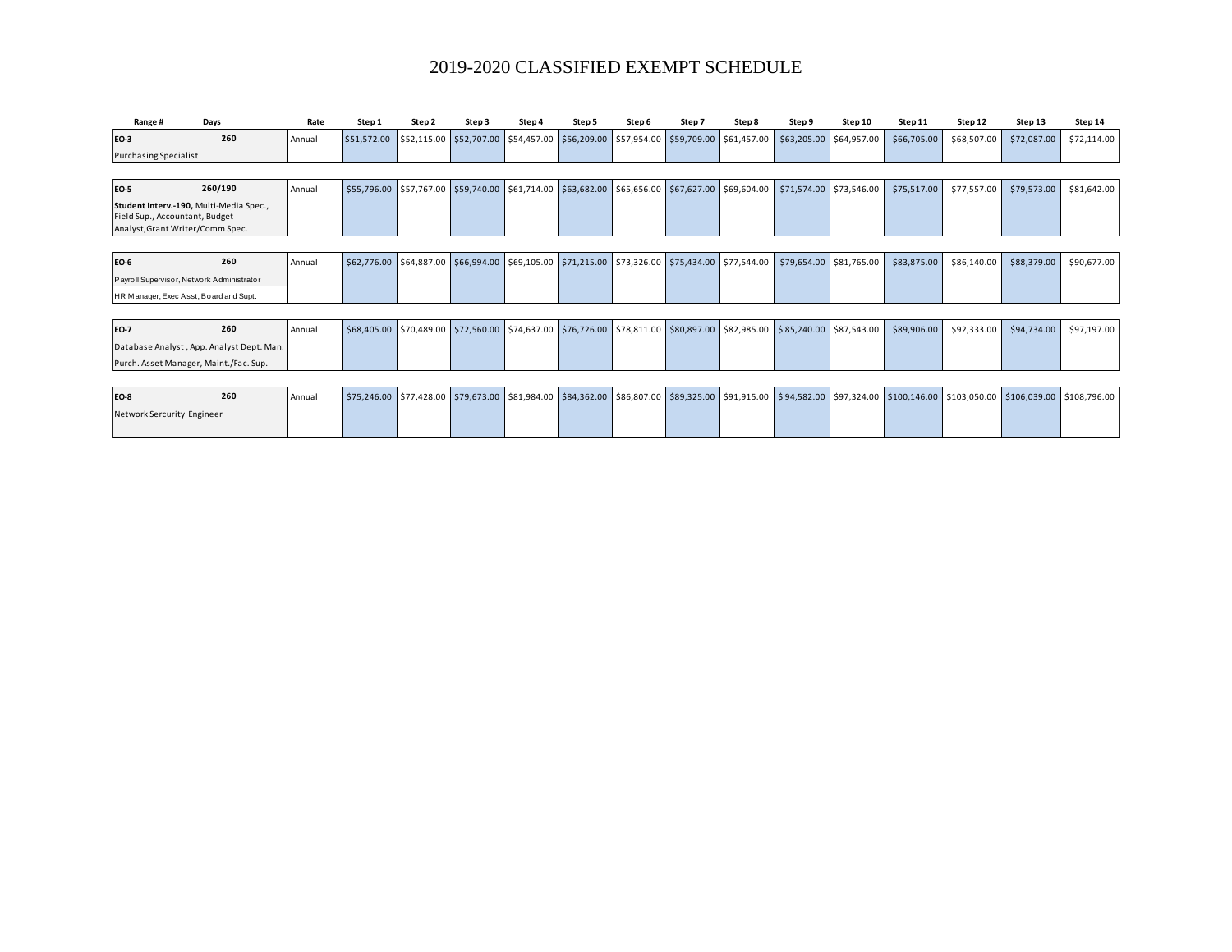# 2019-2020 CLASSIFIED EXEMPT SCHEDULE

| Range # | Days | Rate | Step 1 | Step 2 | Step 3 | Step 4 | Step 5 | Step 6 | Step 7 | Step 8 | Step 9 | Step 10 | Step 11 | Step 12 | Step 13 | Step 14 |
|---|---|---|---|---|---|---|---|---|---|---|---|---|---|---|---|---|
| **EO-3** | **260** | Annual | $51,572.00 | $52,115.00 | $52,707.00 | $54,457.00 | $56,209.00 | $57,954.00 | $59,709.00 | $61,457.00 | $63,205.00 | $64,957.00 | $66,705.00 | $68,507.00 | $72,087.00 | $72,114.00 |
| Purchasing Specialist | | | | | | | | | | | | | | | | |
| **EO-5** | **260/190** | Annual | $55,796.00 | $57,767.00 | $59,740.00 | $61,714.00 | $63,682.00 | $65,656.00 | $67,627.00 | $69,604.00 | $71,574.00 | $73,546.00 | $75,517.00 | $77,557.00 | $79,573.00 | $81,642.00 |
| **Student Interv.-190,** Multi-Media Spec., Field Sup., Accountant, Budget Analyst,Grant Writer/Comm Spec. | | | | | | | | | | | | | | | | |
| **EO-6** | **260** | Annual | $62,776.00 | $64,887.00 | $66,994.00 | $69,105.00 | $71,215.00 | $73,326.00 | $75,434.00 | $77,544.00 | $79,654.00 | $81,765.00 | $83,875.00 | $86,140.00 | $88,379.00 | $90,677.00 |
| Payroll Supervisor, Network Administrator | | | | | | | | | | | | | | | | |
| HR Manager, Exec Asst, Board and Supt. | | | | | | | | | | | | | | | | |
| **EO-7** | **260** | Annual | $68,405.00 | $70,489.00 | $72,560.00 | $74,637.00 | $76,726.00 | $78,811.00 | $80,897.00 | $82,985.00 | $85,240.00 | $87,543.00 | $89,906.00 | $92,333.00 | $94,734.00 | $97,197.00 |
| Database Analyst , App. Analyst Dept. Man. | | | | | | | | | | | | | | | | |
| Purch. Asset Manager, Maint./Fac. Sup. | | | | | | | | | | | | | | | | |
| **EO-8** | **260** | Annual | $75,246.00 | $77,428.00 | $79,673.00 | $81,984.00 | $84,362.00 | $86,807.00 | $89,325.00 | $91,915.00 | $94,582.00 | $97,324.00 | $100,146.00 | $103,050.00 | $106,039.00 | $108,796.00 |
| Network Sercurity Engineer | | | | | | | | | | | | | | | | |